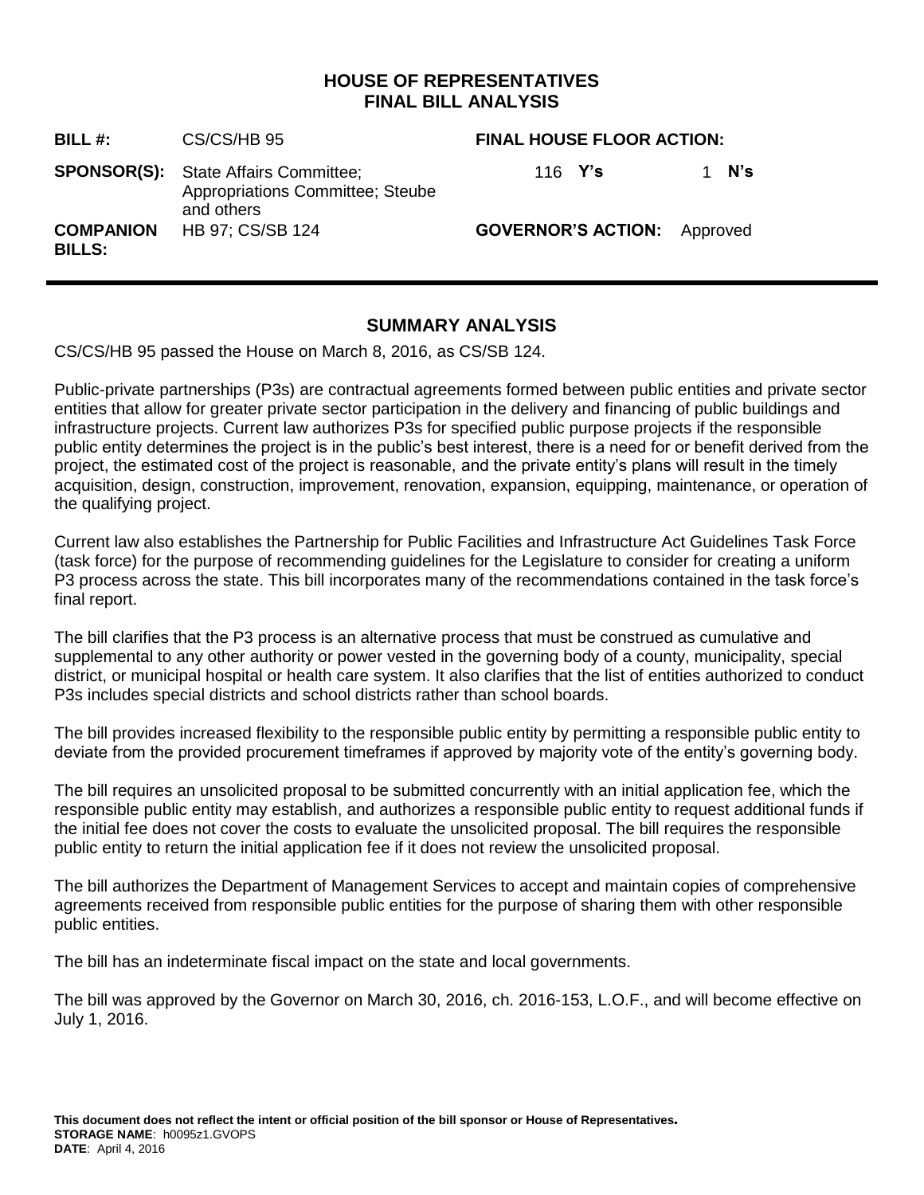# HOUSE OF REPRESENTATIVES
# FINAL BILL ANALYSIS

| | | | |
|---|---|---|---|
| **BILL #:** | CS/CS/HB 95 | **FINAL HOUSE FLOOR ACTION:** | |
| **SPONSOR(S):** | State Affairs Committee; Appropriations Committee; Steube and others | 116 **Y's** | 1 **N's** |
| **COMPANION BILLS:** | HB 97; CS/SB 124 | **GOVERNOR'S ACTION:** | Approved |

## SUMMARY ANALYSIS

CS/CS/HB 95 passed the House on March 8, 2016, as CS/SB 124.

Public-private partnerships (P3s) are contractual agreements formed between public entities and private sector entities that allow for greater private sector participation in the delivery and financing of public buildings and infrastructure projects. Current law authorizes P3s for specified public purpose projects if the responsible public entity determines the project is in the public's best interest, there is a need for or benefit derived from the project, the estimated cost of the project is reasonable, and the private entity's plans will result in the timely acquisition, design, construction, improvement, renovation, expansion, equipping, maintenance, or operation of the qualifying project.

Current law also establishes the Partnership for Public Facilities and Infrastructure Act Guidelines Task Force (task force) for the purpose of recommending guidelines for the Legislature to consider for creating a uniform P3 process across the state. This bill incorporates many of the recommendations contained in the task force's final report.

The bill clarifies that the P3 process is an alternative process that must be construed as cumulative and supplemental to any other authority or power vested in the governing body of a county, municipality, special district, or municipal hospital or health care system. It also clarifies that the list of entities authorized to conduct P3s includes special districts and school districts rather than school boards.

The bill provides increased flexibility to the responsible public entity by permitting a responsible public entity to deviate from the provided procurement timeframes if approved by majority vote of the entity's governing body.

The bill requires an unsolicited proposal to be submitted concurrently with an initial application fee, which the responsible public entity may establish, and authorizes a responsible public entity to request additional funds if the initial fee does not cover the costs to evaluate the unsolicited proposal. The bill requires the responsible public entity to return the initial application fee if it does not review the unsolicited proposal.

The bill authorizes the Department of Management Services to accept and maintain copies of comprehensive agreements received from responsible public entities for the purpose of sharing them with other responsible public entities.

The bill has an indeterminate fiscal impact on the state and local governments.

The bill was approved by the Governor on March 30, 2016, ch. 2016-153, L.O.F., and will become effective on July 1, 2016.

**This document does not reflect the intent or official position of the bill sponsor or House of Representatives.**
**STORAGE NAME**: h0095z1.GVOPS
**DATE**: April 4, 2016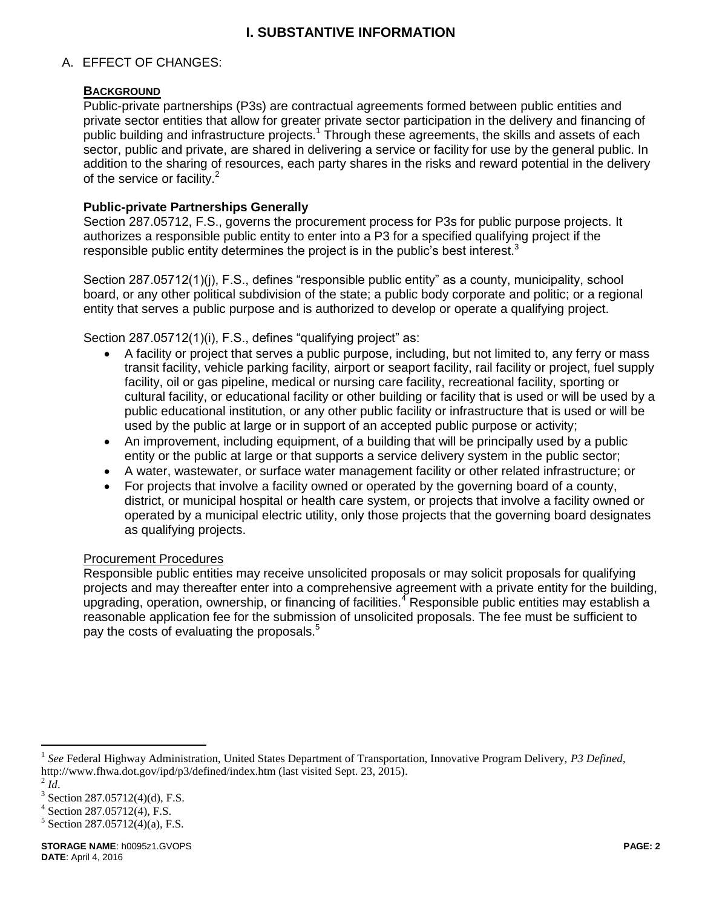# I. SUBSTANTIVE INFORMATION

A. EFFECT OF CHANGES:

**BACKGROUND**

Public-private partnerships (P3s) are contractual agreements formed between public entities and private sector entities that allow for greater private sector participation in the delivery and financing of public building and infrastructure projects.[1] Through these agreements, the skills and assets of each sector, public and private, are shared in delivering a service or facility for use by the general public. In addition to the sharing of resources, each party shares in the risks and reward potential in the delivery of the service or facility.[2]

**Public-private Partnerships Generally**

Section 287.05712, F.S., governs the procurement process for P3s for public purpose projects. It authorizes a responsible public entity to enter into a P3 for a specified qualifying project if the responsible public entity determines the project is in the public's best interest.[3]

Section 287.05712(1)(j), F.S., defines "responsible public entity" as a county, municipality, school board, or any other political subdivision of the state; a public body corporate and politic; or a regional entity that serves a public purpose and is authorized to develop or operate a qualifying project.

Section 287.05712(1)(i), F.S., defines "qualifying project" as:

- A facility or project that serves a public purpose, including, but not limited to, any ferry or mass transit facility, vehicle parking facility, airport or seaport facility, rail facility or project, fuel supply facility, oil or gas pipeline, medical or nursing care facility, recreational facility, sporting or cultural facility, or educational facility or other building or facility that is used or will be used by a public educational institution, or any other public facility or infrastructure that is used or will be used by the public at large or in support of an accepted public purpose or activity;
- An improvement, including equipment, of a building that will be principally used by a public entity or the public at large or that supports a service delivery system in the public sector;
- A water, wastewater, or surface water management facility or other related infrastructure; or
- For projects that involve a facility owned or operated by the governing board of a county, district, or municipal hospital or health care system, or projects that involve a facility owned or operated by a municipal electric utility, only those projects that the governing board designates as qualifying projects.

Procurement Procedures

Responsible public entities may receive unsolicited proposals or may solicit proposals for qualifying projects and may thereafter enter into a comprehensive agreement with a private entity for the building, upgrading, operation, ownership, or financing of facilities.[4] Responsible public entities may establish a reasonable application fee for the submission of unsolicited proposals. The fee must be sufficient to pay the costs of evaluating the proposals.[5]

---

[1] *See* Federal Highway Administration, United States Department of Transportation, Innovative Program Delivery, *P3 Defined*, http://www.fhwa.dot.gov/ipd/p3/defined/index.htm (last visited Sept. 23, 2015).

[2] *Id*.

[3] Section 287.05712(4)(d), F.S.

[4] Section 287.05712(4), F.S.

[5] Section 287.05712(4)(a), F.S.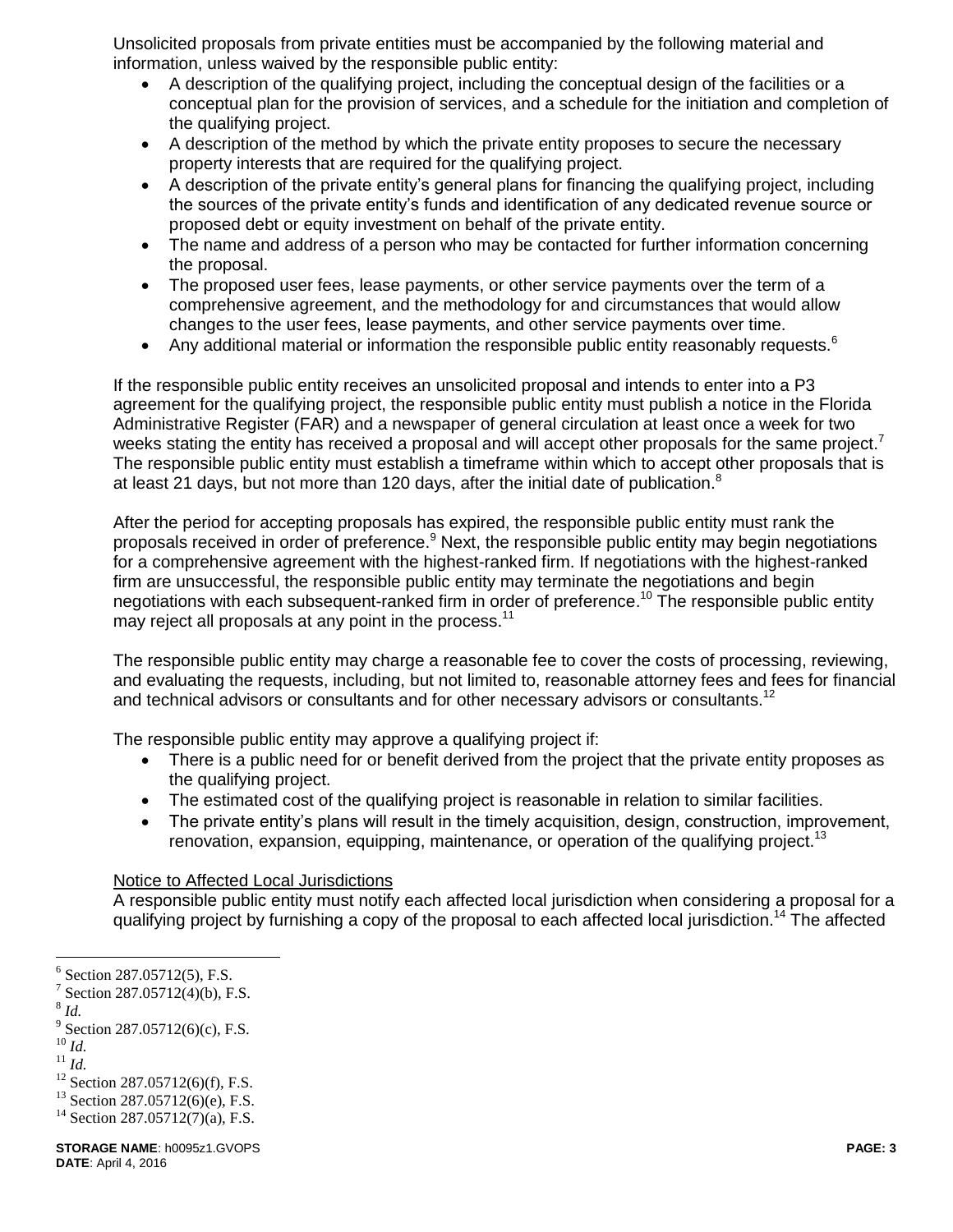Unsolicited proposals from private entities must be accompanied by the following material and information, unless waived by the responsible public entity:

- A description of the qualifying project, including the conceptual design of the facilities or a conceptual plan for the provision of services, and a schedule for the initiation and completion of the qualifying project.
- A description of the method by which the private entity proposes to secure the necessary property interests that are required for the qualifying project.
- A description of the private entity's general plans for financing the qualifying project, including the sources of the private entity's funds and identification of any dedicated revenue source or proposed debt or equity investment on behalf of the private entity.
- The name and address of a person who may be contacted for further information concerning the proposal.
- The proposed user fees, lease payments, or other service payments over the term of a comprehensive agreement, and the methodology for and circumstances that would allow changes to the user fees, lease payments, and other service payments over time.
- Any additional material or information the responsible public entity reasonably requests.[6]

If the responsible public entity receives an unsolicited proposal and intends to enter into a P3 agreement for the qualifying project, the responsible public entity must publish a notice in the Florida Administrative Register (FAR) and a newspaper of general circulation at least once a week for two weeks stating the entity has received a proposal and will accept other proposals for the same project.[7] The responsible public entity must establish a timeframe within which to accept other proposals that is at least 21 days, but not more than 120 days, after the initial date of publication.[8]

After the period for accepting proposals has expired, the responsible public entity must rank the proposals received in order of preference.[9] Next, the responsible public entity may begin negotiations for a comprehensive agreement with the highest-ranked firm. If negotiations with the highest-ranked firm are unsuccessful, the responsible public entity may terminate the negotiations and begin negotiations with each subsequent-ranked firm in order of preference.[10] The responsible public entity may reject all proposals at any point in the process.[11]

The responsible public entity may charge a reasonable fee to cover the costs of processing, reviewing, and evaluating the requests, including, but not limited to, reasonable attorney fees and fees for financial and technical advisors or consultants and for other necessary advisors or consultants.[12]

The responsible public entity may approve a qualifying project if:

- There is a public need for or benefit derived from the project that the private entity proposes as the qualifying project.
- The estimated cost of the qualifying project is reasonable in relation to similar facilities.
- The private entity's plans will result in the timely acquisition, design, construction, improvement, renovation, expansion, equipping, maintenance, or operation of the qualifying project.[13]

Notice to Affected Local Jurisdictions

A responsible public entity must notify each affected local jurisdiction when considering a proposal for a qualifying project by furnishing a copy of the proposal to each affected local jurisdiction.[14] The affected

---

[6] Section 287.05712(5), F.S.
[7] Section 287.05712(4)(b), F.S.
[8] *Id.*
[9] Section 287.05712(6)(c), F.S.
[10] *Id.*
[11] *Id.*
[12] Section 287.05712(6)(f), F.S.
[13] Section 287.05712(6)(e), F.S.
[14] Section 287.05712(7)(a), F.S.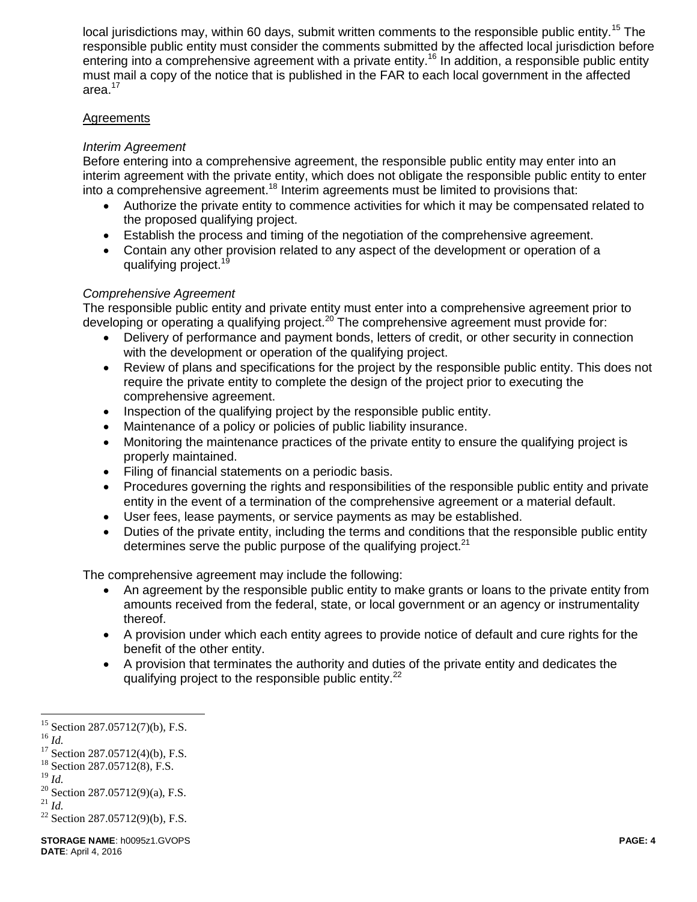local jurisdictions may, within 60 days, submit written comments to the responsible public entity.[15] The responsible public entity must consider the comments submitted by the affected local jurisdiction before entering into a comprehensive agreement with a private entity.[16] In addition, a responsible public entity must mail a copy of the notice that is published in the FAR to each local government in the affected area.[17]

## Agreements

### *Interim Agreement*

Before entering into a comprehensive agreement, the responsible public entity may enter into an interim agreement with the private entity, which does not obligate the responsible public entity to enter into a comprehensive agreement.[18] Interim agreements must be limited to provisions that:

- Authorize the private entity to commence activities for which it may be compensated related to the proposed qualifying project.
- Establish the process and timing of the negotiation of the comprehensive agreement.
- Contain any other provision related to any aspect of the development or operation of a qualifying project.[19]

### *Comprehensive Agreement*

The responsible public entity and private entity must enter into a comprehensive agreement prior to developing or operating a qualifying project.[20] The comprehensive agreement must provide for:

- Delivery of performance and payment bonds, letters of credit, or other security in connection with the development or operation of the qualifying project.
- Review of plans and specifications for the project by the responsible public entity. This does not require the private entity to complete the design of the project prior to executing the comprehensive agreement.
- Inspection of the qualifying project by the responsible public entity.
- Maintenance of a policy or policies of public liability insurance.
- Monitoring the maintenance practices of the private entity to ensure the qualifying project is properly maintained.
- Filing of financial statements on a periodic basis.
- Procedures governing the rights and responsibilities of the responsible public entity and private entity in the event of a termination of the comprehensive agreement or a material default.
- User fees, lease payments, or service payments as may be established.
- Duties of the private entity, including the terms and conditions that the responsible public entity determines serve the public purpose of the qualifying project.[21]

The comprehensive agreement may include the following:

- An agreement by the responsible public entity to make grants or loans to the private entity from amounts received from the federal, state, or local government or an agency or instrumentality thereof.
- A provision under which each entity agrees to provide notice of default and cure rights for the benefit of the other entity.
- A provision that terminates the authority and duties of the private entity and dedicates the qualifying project to the responsible public entity.[22]

---

[15] Section 287.05712(7)(b), F.S.
[16] *Id.*
[17] Section 287.05712(4)(b), F.S.
[18] Section 287.05712(8), F.S.
[19] *Id.*
[20] Section 287.05712(9)(a), F.S.
[21] *Id.*
[22] Section 287.05712(9)(b), F.S.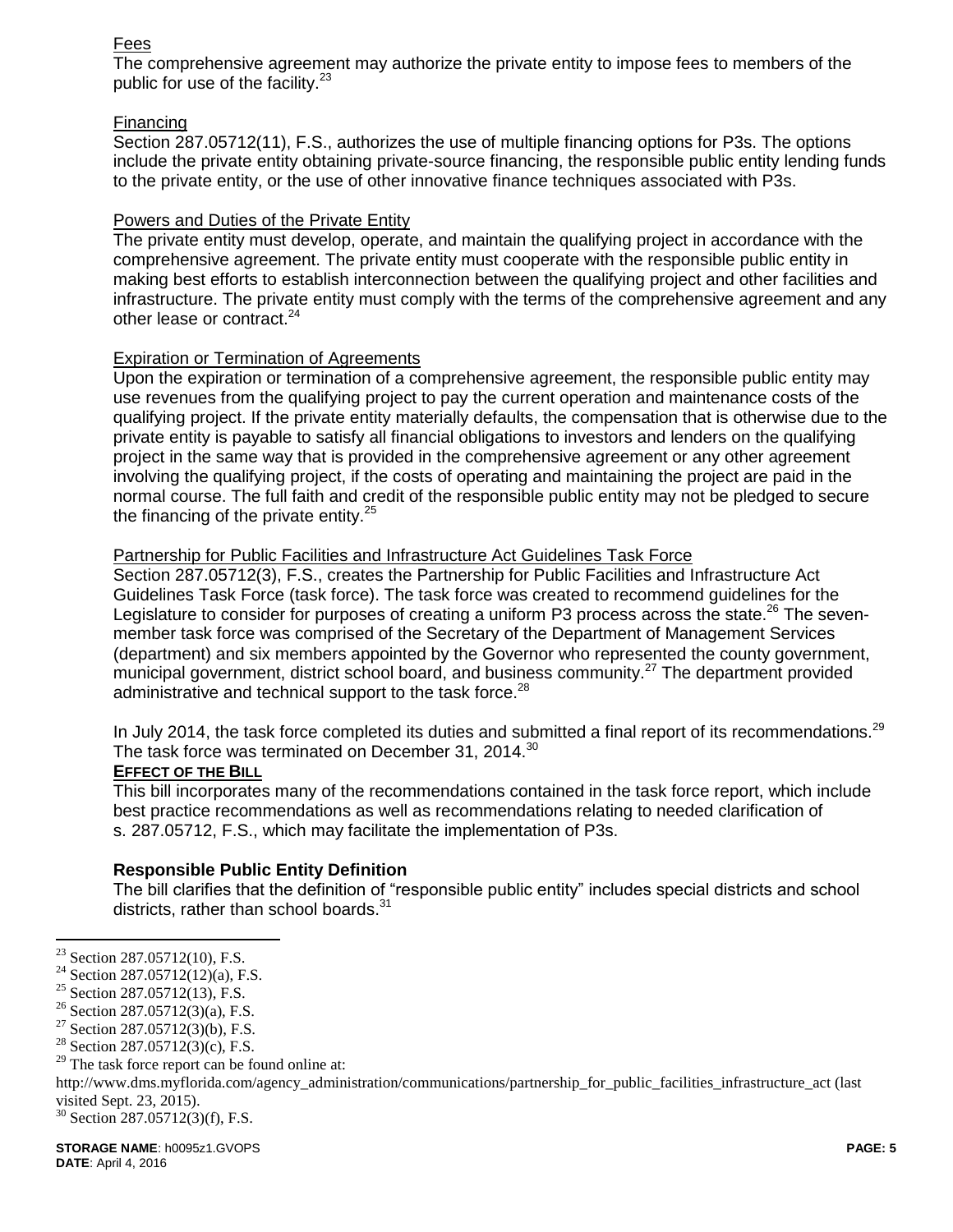Fees

The comprehensive agreement may authorize the private entity to impose fees to members of the public for use of the facility.[23]

Financing

Section 287.05712(11), F.S., authorizes the use of multiple financing options for P3s. The options include the private entity obtaining private-source financing, the responsible public entity lending funds to the private entity, or the use of other innovative finance techniques associated with P3s.

Powers and Duties of the Private Entity

The private entity must develop, operate, and maintain the qualifying project in accordance with the comprehensive agreement. The private entity must cooperate with the responsible public entity in making best efforts to establish interconnection between the qualifying project and other facilities and infrastructure. The private entity must comply with the terms of the comprehensive agreement and any other lease or contract.[24]

Expiration or Termination of Agreements

Upon the expiration or termination of a comprehensive agreement, the responsible public entity may use revenues from the qualifying project to pay the current operation and maintenance costs of the qualifying project. If the private entity materially defaults, the compensation that is otherwise due to the private entity is payable to satisfy all financial obligations to investors and lenders on the qualifying project in the same way that is provided in the comprehensive agreement or any other agreement involving the qualifying project, if the costs of operating and maintaining the project are paid in the normal course. The full faith and credit of the responsible public entity may not be pledged to secure the financing of the private entity.[25]

Partnership for Public Facilities and Infrastructure Act Guidelines Task Force

Section 287.05712(3), F.S., creates the Partnership for Public Facilities and Infrastructure Act Guidelines Task Force (task force). The task force was created to recommend guidelines for the Legislature to consider for purposes of creating a uniform P3 process across the state.[26] The seven-member task force was comprised of the Secretary of the Department of Management Services (department) and six members appointed by the Governor who represented the county government, municipal government, district school board, and business community.[27] The department provided administrative and technical support to the task force.[28]

In July 2014, the task force completed its duties and submitted a final report of its recommendations.[29] The task force was terminated on December 31, 2014.[30]

**EFFECT OF THE BILL**

This bill incorporates many of the recommendations contained in the task force report, which include best practice recommendations as well as recommendations relating to needed clarification of s. 287.05712, F.S., which may facilitate the implementation of P3s.

**Responsible Public Entity Definition**

The bill clarifies that the definition of "responsible public entity" includes special districts and school districts, rather than school boards.[31]

---

[23] Section 287.05712(10), F.S.

[24] Section 287.05712(12)(a), F.S.

[25] Section 287.05712(13), F.S.

[26] Section 287.05712(3)(a), F.S.

[27] Section 287.05712(3)(b), F.S.

[28] Section 287.05712(3)(c), F.S.

[29] The task force report can be found online at: http://www.dms.myflorida.com/agency_administration/communications/partnership_for_public_facilities_infrastructure_act (last visited Sept. 23, 2015).

[30] Section 287.05712(3)(f), F.S.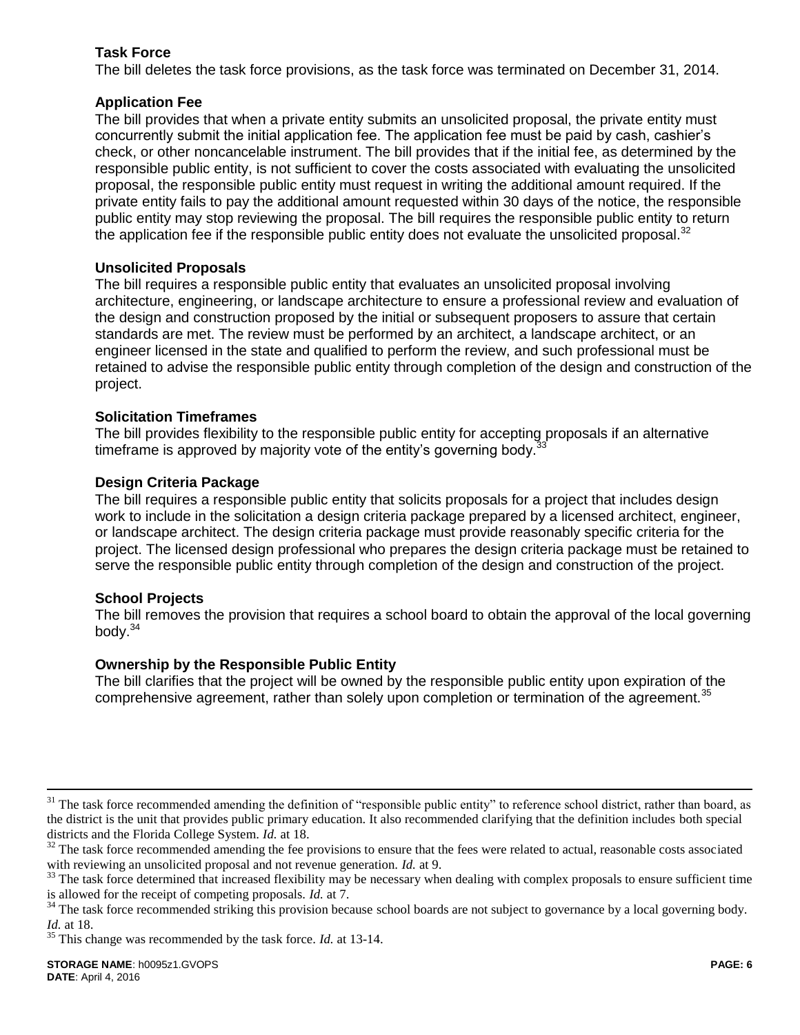**Task Force**

The bill deletes the task force provisions, as the task force was terminated on December 31, 2014.

**Application Fee**

The bill provides that when a private entity submits an unsolicited proposal, the private entity must concurrently submit the initial application fee. The application fee must be paid by cash, cashier's check, or other noncancelable instrument. The bill provides that if the initial fee, as determined by the responsible public entity, is not sufficient to cover the costs associated with evaluating the unsolicited proposal, the responsible public entity must request in writing the additional amount required. If the private entity fails to pay the additional amount requested within 30 days of the notice, the responsible public entity may stop reviewing the proposal. The bill requires the responsible public entity to return the application fee if the responsible public entity does not evaluate the unsolicited proposal.[32]

**Unsolicited Proposals**

The bill requires a responsible public entity that evaluates an unsolicited proposal involving architecture, engineering, or landscape architecture to ensure a professional review and evaluation of the design and construction proposed by the initial or subsequent proposers to assure that certain standards are met. The review must be performed by an architect, a landscape architect, or an engineer licensed in the state and qualified to perform the review, and such professional must be retained to advise the responsible public entity through completion of the design and construction of the project.

**Solicitation Timeframes**

The bill provides flexibility to the responsible public entity for accepting proposals if an alternative timeframe is approved by majority vote of the entity's governing body.[33]

**Design Criteria Package**

The bill requires a responsible public entity that solicits proposals for a project that includes design work to include in the solicitation a design criteria package prepared by a licensed architect, engineer, or landscape architect. The design criteria package must provide reasonably specific criteria for the project. The licensed design professional who prepares the design criteria package must be retained to serve the responsible public entity through completion of the design and construction of the project.

**School Projects**

The bill removes the provision that requires a school board to obtain the approval of the local governing body.[34]

**Ownership by the Responsible Public Entity**

The bill clarifies that the project will be owned by the responsible public entity upon expiration of the comprehensive agreement, rather than solely upon completion or termination of the agreement.[35]

---

[31] The task force recommended amending the definition of "responsible public entity" to reference school district, rather than board, as the district is the unit that provides public primary education. It also recommended clarifying that the definition includes both special districts and the Florida College System. *Id.* at 18.

[32] The task force recommended amending the fee provisions to ensure that the fees were related to actual, reasonable costs associated with reviewing an unsolicited proposal and not revenue generation. *Id.* at 9.

[33] The task force determined that increased flexibility may be necessary when dealing with complex proposals to ensure sufficient time is allowed for the receipt of competing proposals. *Id.* at 7.

[34] The task force recommended striking this provision because school boards are not subject to governance by a local governing body. *Id.* at 18.

[35] This change was recommended by the task force. *Id.* at 13-14.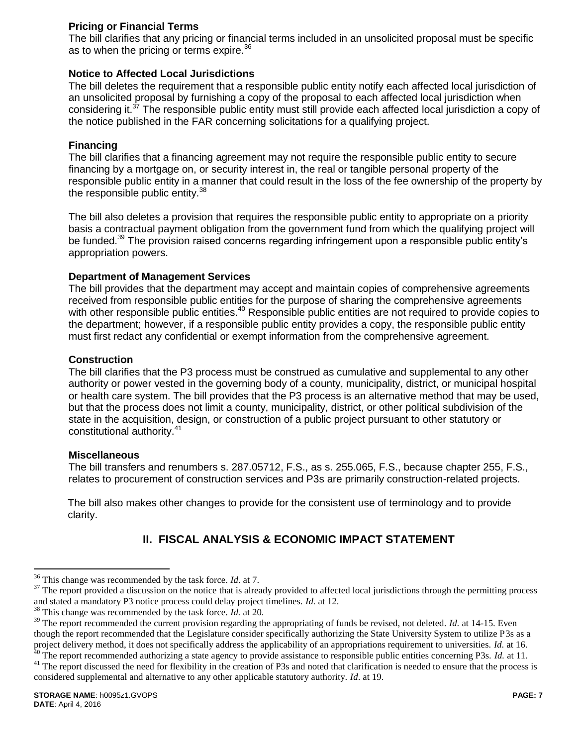### Pricing or Financial Terms

The bill clarifies that any pricing or financial terms included in an unsolicited proposal must be specific as to when the pricing or terms expire.[36]

### Notice to Affected Local Jurisdictions

The bill deletes the requirement that a responsible public entity notify each affected local jurisdiction of an unsolicited proposal by furnishing a copy of the proposal to each affected local jurisdiction when considering it.[37] The responsible public entity must still provide each affected local jurisdiction a copy of the notice published in the FAR concerning solicitations for a qualifying project.

### Financing

The bill clarifies that a financing agreement may not require the responsible public entity to secure financing by a mortgage on, or security interest in, the real or tangible personal property of the responsible public entity in a manner that could result in the loss of the fee ownership of the property by the responsible public entity.[38]

The bill also deletes a provision that requires the responsible public entity to appropriate on a priority basis a contractual payment obligation from the government fund from which the qualifying project will be funded.[39] The provision raised concerns regarding infringement upon a responsible public entity's appropriation powers.

### Department of Management Services

The bill provides that the department may accept and maintain copies of comprehensive agreements received from responsible public entities for the purpose of sharing the comprehensive agreements with other responsible public entities.[40] Responsible public entities are not required to provide copies to the department; however, if a responsible public entity provides a copy, the responsible public entity must first redact any confidential or exempt information from the comprehensive agreement.

### Construction

The bill clarifies that the P3 process must be construed as cumulative and supplemental to any other authority or power vested in the governing body of a county, municipality, district, or municipal hospital or health care system. The bill provides that the P3 process is an alternative method that may be used, but that the process does not limit a county, municipality, district, or other political subdivision of the state in the acquisition, design, or construction of a public project pursuant to other statutory or constitutional authority.[41]

### Miscellaneous

The bill transfers and renumbers s. 287.05712, F.S., as s. 255.065, F.S., because chapter 255, F.S., relates to procurement of construction services and P3s are primarily construction-related projects.

The bill also makes other changes to provide for the consistent use of terminology and to provide clarity.

## II. FISCAL ANALYSIS & ECONOMIC IMPACT STATEMENT

---

[36] This change was recommended by the task force. *Id*. at 7.

[37] The report provided a discussion on the notice that is already provided to affected local jurisdictions through the permitting process and stated a mandatory P3 notice process could delay project timelines. *Id.* at 12.

[38] This change was recommended by the task force. *Id.* at 20.

[39] The report recommended the current provision regarding the appropriating of funds be revised, not deleted. *Id*. at 14-15. Even though the report recommended that the Legislature consider specifically authorizing the State University System to utilize P3s as a project delivery method, it does not specifically address the applicability of an appropriations requirement to universities. *Id.* at 16.

[40] The report recommended authorizing a state agency to provide assistance to responsible public entities concerning P3s. *Id.* at 11.

[41] The report discussed the need for flexibility in the creation of P3s and noted that clarification is needed to ensure that the process is considered supplemental and alternative to any other applicable statutory authority. *Id*. at 19.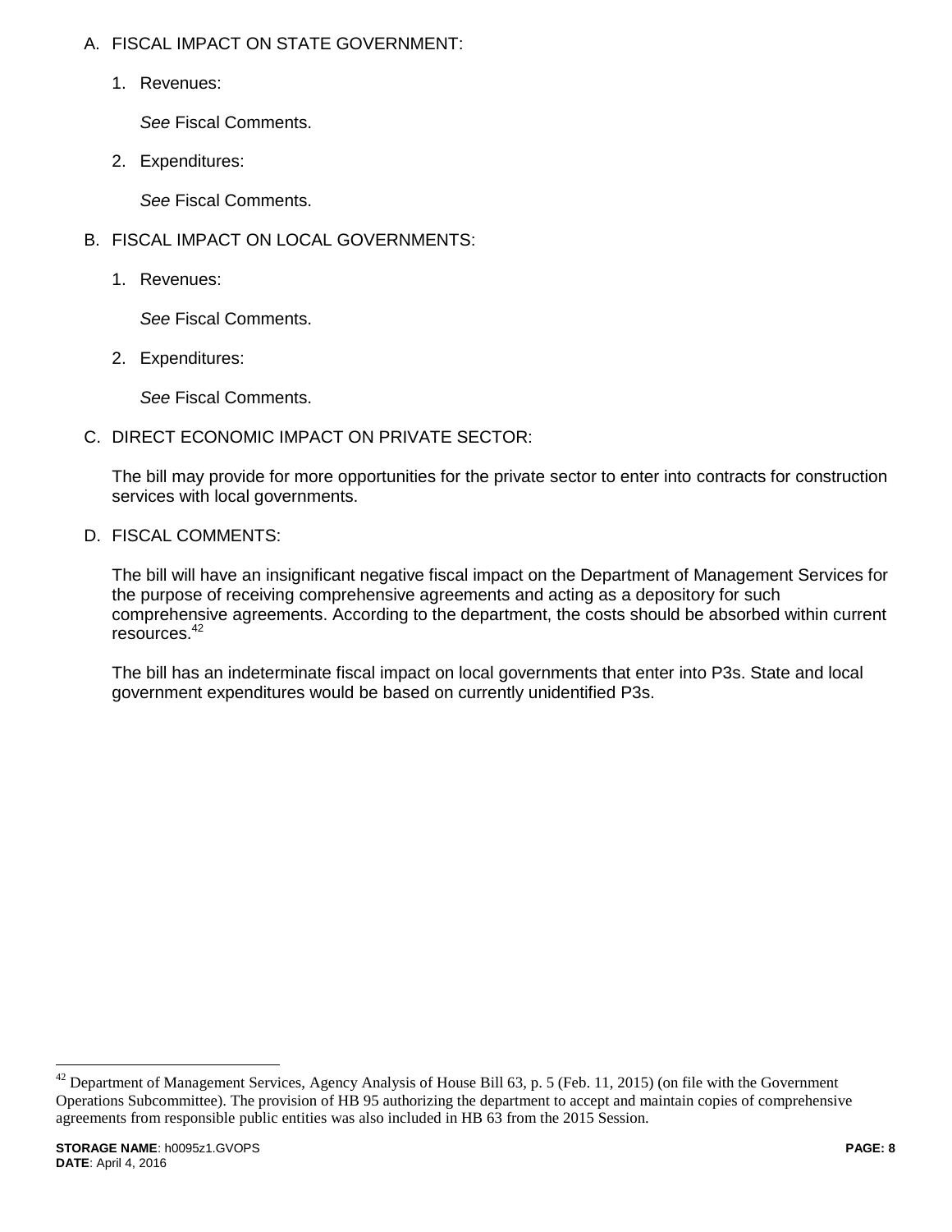A. FISCAL IMPACT ON STATE GOVERNMENT:

1. Revenues:

   *See* Fiscal Comments.

2. Expenditures:

   *See* Fiscal Comments.

B. FISCAL IMPACT ON LOCAL GOVERNMENTS:

1. Revenues:

   *See* Fiscal Comments.

2. Expenditures:

   *See* Fiscal Comments.

C. DIRECT ECONOMIC IMPACT ON PRIVATE SECTOR:

The bill may provide for more opportunities for the private sector to enter into contracts for construction services with local governments.

D. FISCAL COMMENTS:

The bill will have an insignificant negative fiscal impact on the Department of Management Services for the purpose of receiving comprehensive agreements and acting as a depository for such comprehensive agreements. According to the department, the costs should be absorbed within current resources.[42]

The bill has an indeterminate fiscal impact on local governments that enter into P3s. State and local government expenditures would be based on currently unidentified P3s.

---

[42] Department of Management Services, Agency Analysis of House Bill 63, p. 5 (Feb. 11, 2015) (on file with the Government Operations Subcommittee). The provision of HB 95 authorizing the department to accept and maintain copies of comprehensive agreements from responsible public entities was also included in HB 63 from the 2015 Session.